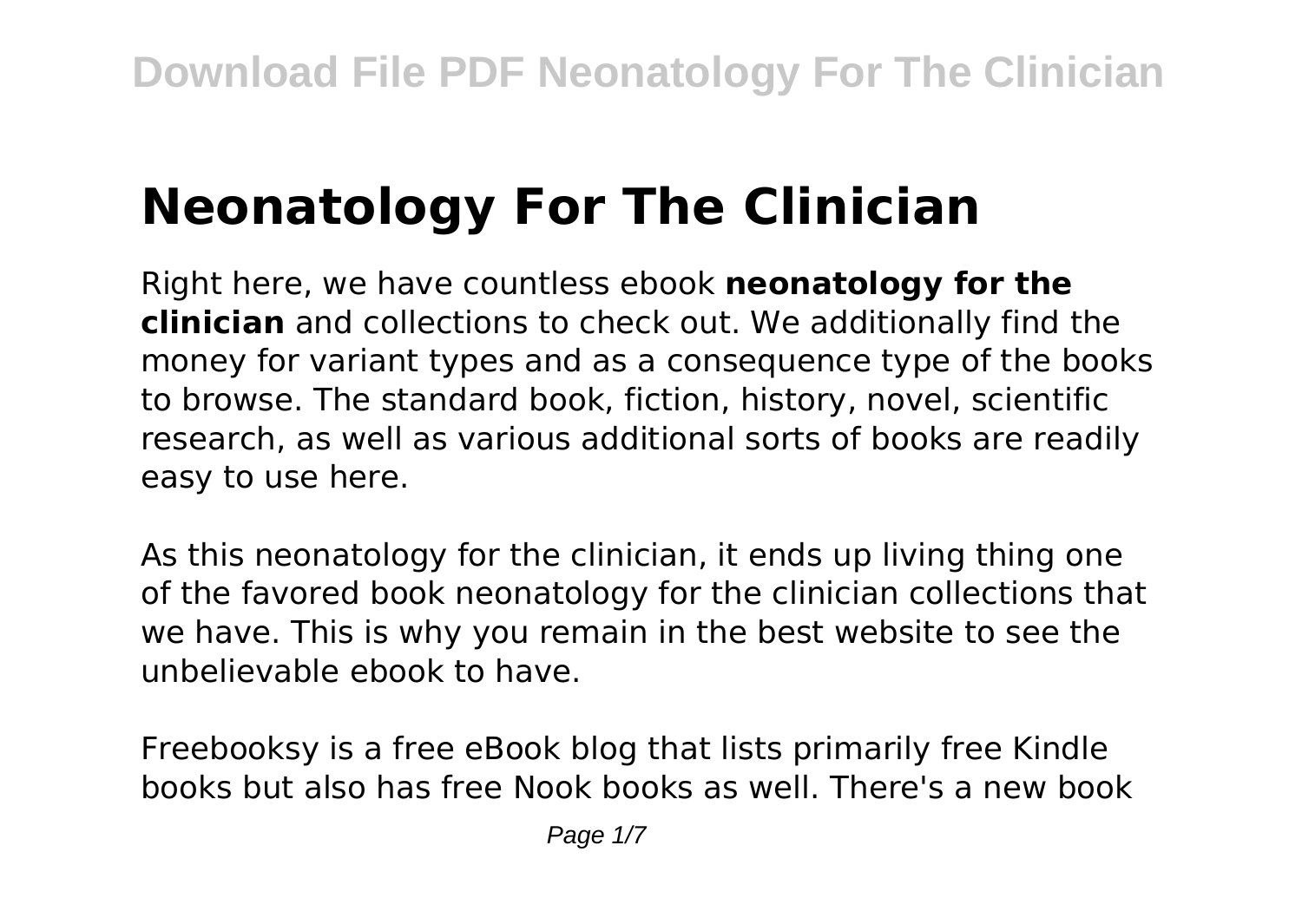# Neonatology For The Clinician

Right here, we have countless ebook **neonatology for the clinician** and collections to check out. We additionally find the money for variant types and as a consequence type of the books to browse. The standard book, fiction, history, novel, scientific research, as well as various additional sorts of books are readily easy to use here.

As this neonatology for the clinician, it ends up living thing one of the favored book neonatology for the clinician collections that we have. This is why you remain in the best website to see the unbelievable ebook to have.

Freebooksy is a free eBook blog that lists primarily free Kindle books but also has free Nook books as well. There's a new book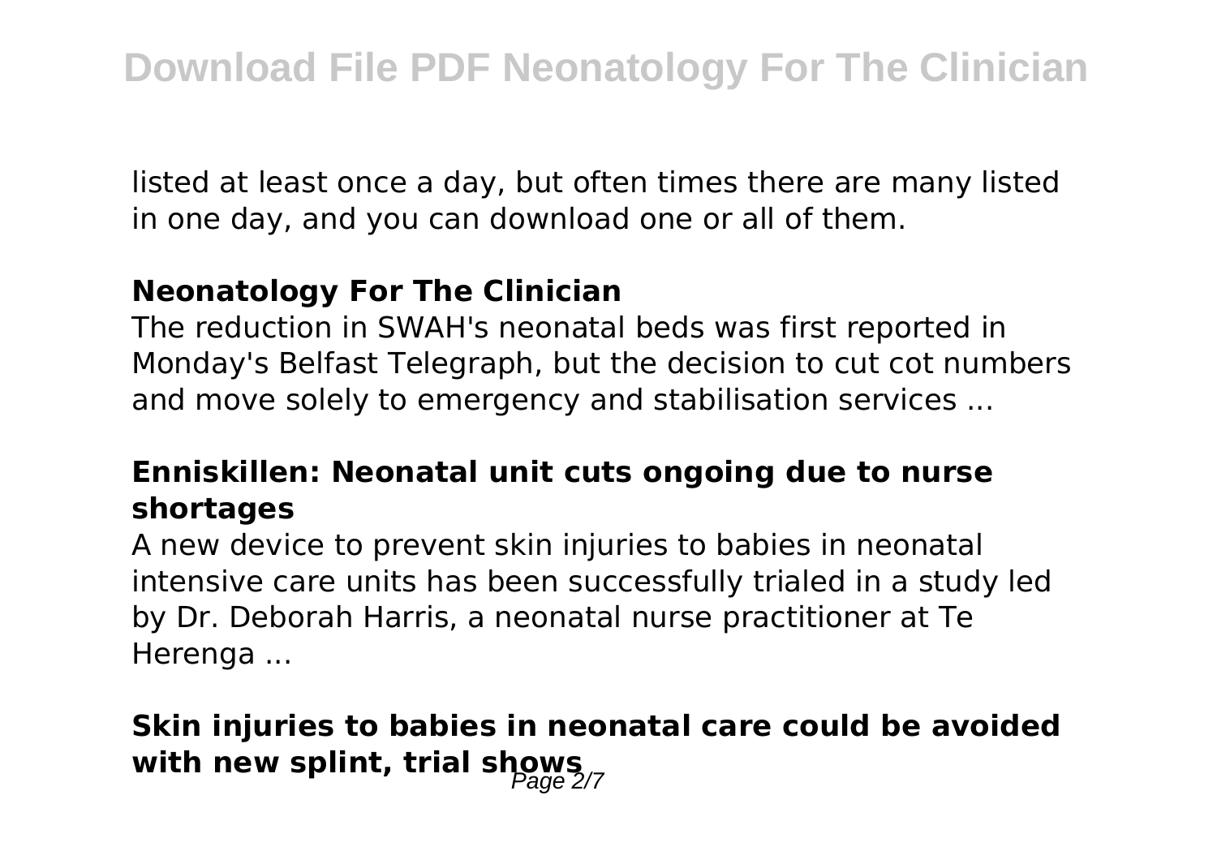listed at least once a day, but often times there are many listed in one day, and you can download one or all of them.

### Neonatology For The Clinician

The reduction in SWAH's neonatal beds was first reported in Monday's Belfast Telegraph, but the decision to cut cot numbers and move solely to emergency and stabilisation services ...

### Enniskillen: Neonatal unit cuts ongoing due to nurse shortages

A new device to prevent skin injuries to babies in neonatal intensive care units has been successfully trialed in a study led by Dr. Deborah Harris, a neonatal nurse practitioner at Te Herenga ...

### Skin injuries to babies in neonatal care could be avoided with new splint, trial shows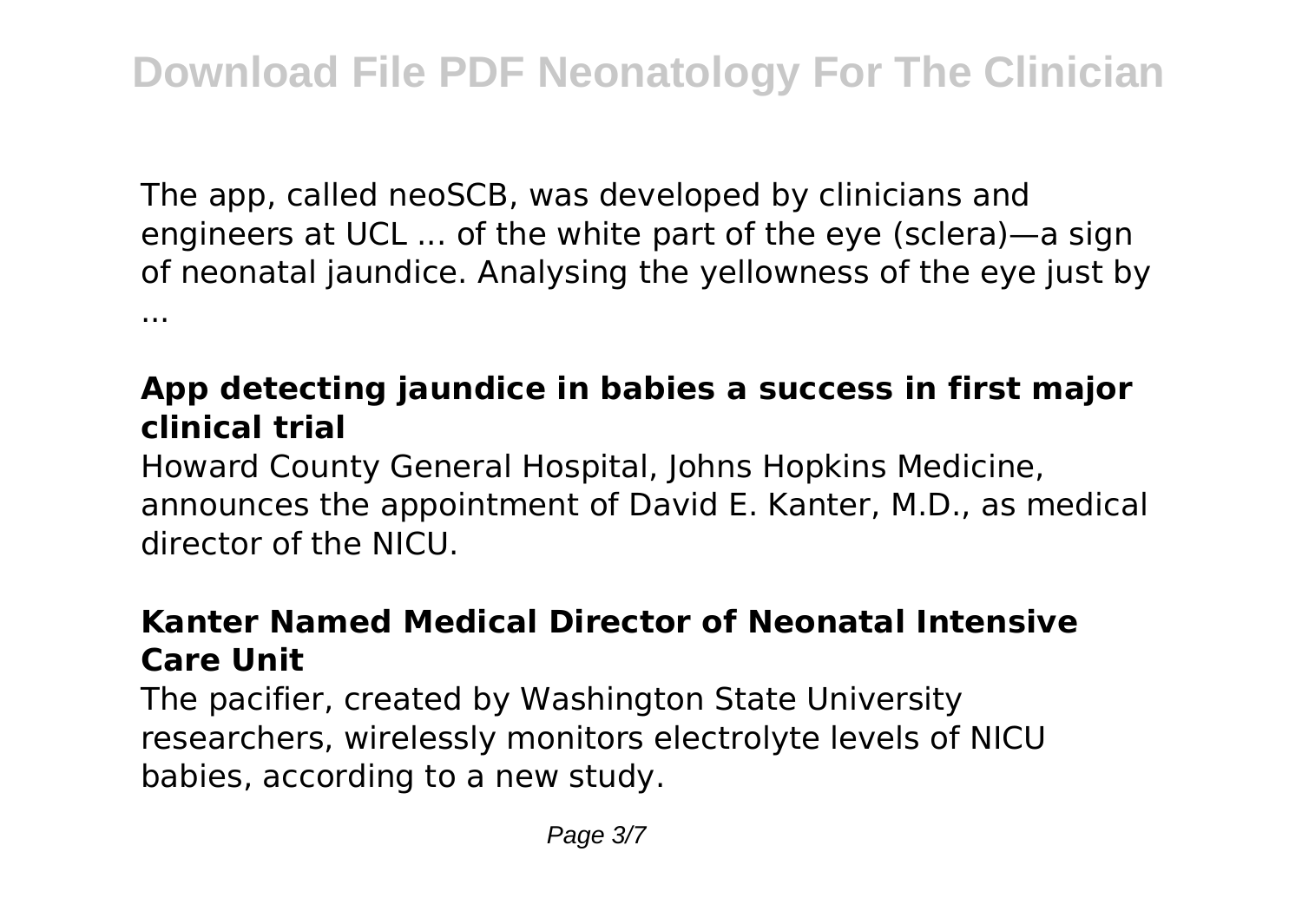The app, called neoSCB, was developed by clinicians and engineers at UCL ... of the white part of the eye (sclera)—a sign of neonatal jaundice. Analysing the yellowness of the eye just by ...

### App detecting jaundice in babies a success in first major clinical trial

Howard County General Hospital, Johns Hopkins Medicine, announces the appointment of David E. Kanter, M.D., as medical director of the NICU.

### Kanter Named Medical Director of Neonatal Intensive Care Unit

The pacifier, created by Washington State University researchers, wirelessly monitors electrolyte levels of NICU babies, according to a new study.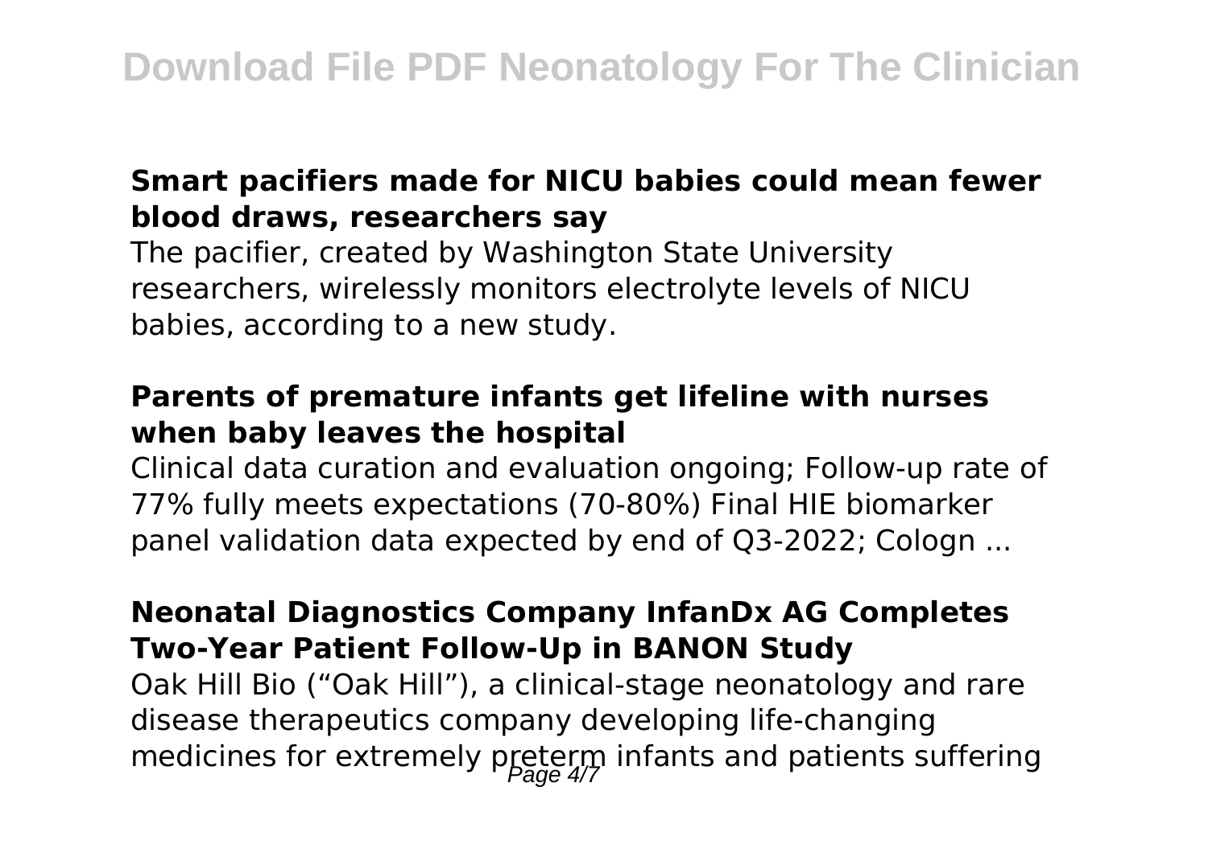### Smart pacifiers made for NICU babies could mean fewer blood draws, researchers say

The pacifier, created by Washington State University researchers, wirelessly monitors electrolyte levels of NICU babies, according to a new study.

### Parents of premature infants get lifeline with nurses when baby leaves the hospital

Clinical data curation and evaluation ongoing; Follow-up rate of 77% fully meets expectations (70-80%) Final HIE biomarker panel validation data expected by end of Q3-2022; Cologn ...

### Neonatal Diagnostics Company InfanDx AG Completes Two-Year Patient Follow-Up in BANON Study

Oak Hill Bio ("Oak Hill"), a clinical-stage neonatology and rare disease therapeutics company developing life-changing medicines for extremely preterm infants and patients suffering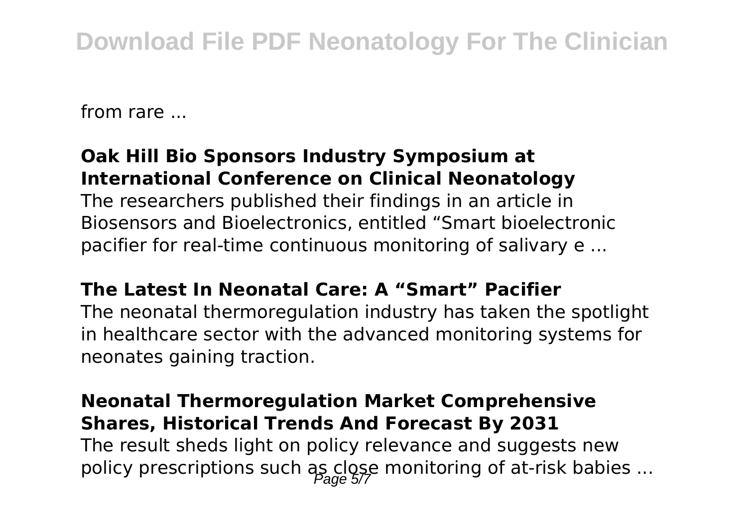from rare ...

### Oak Hill Bio Sponsors Industry Symposium at International Conference on Clinical Neonatology

The researchers published their findings in an article in Biosensors and Bioelectronics, entitled “Smart bioelectronic pacifier for real-time continuous monitoring of salivary e ...

### The Latest In Neonatal Care: A “Smart” Pacifier

The neonatal thermoregulation industry has taken the spotlight in healthcare sector with the advanced monitoring systems for neonates gaining traction.

### Neonatal Thermoregulation Market Comprehensive Shares, Historical Trends And Forecast By 2031

The result sheds light on policy relevance and suggests new policy prescriptions such as close monitoring of at-risk babies ...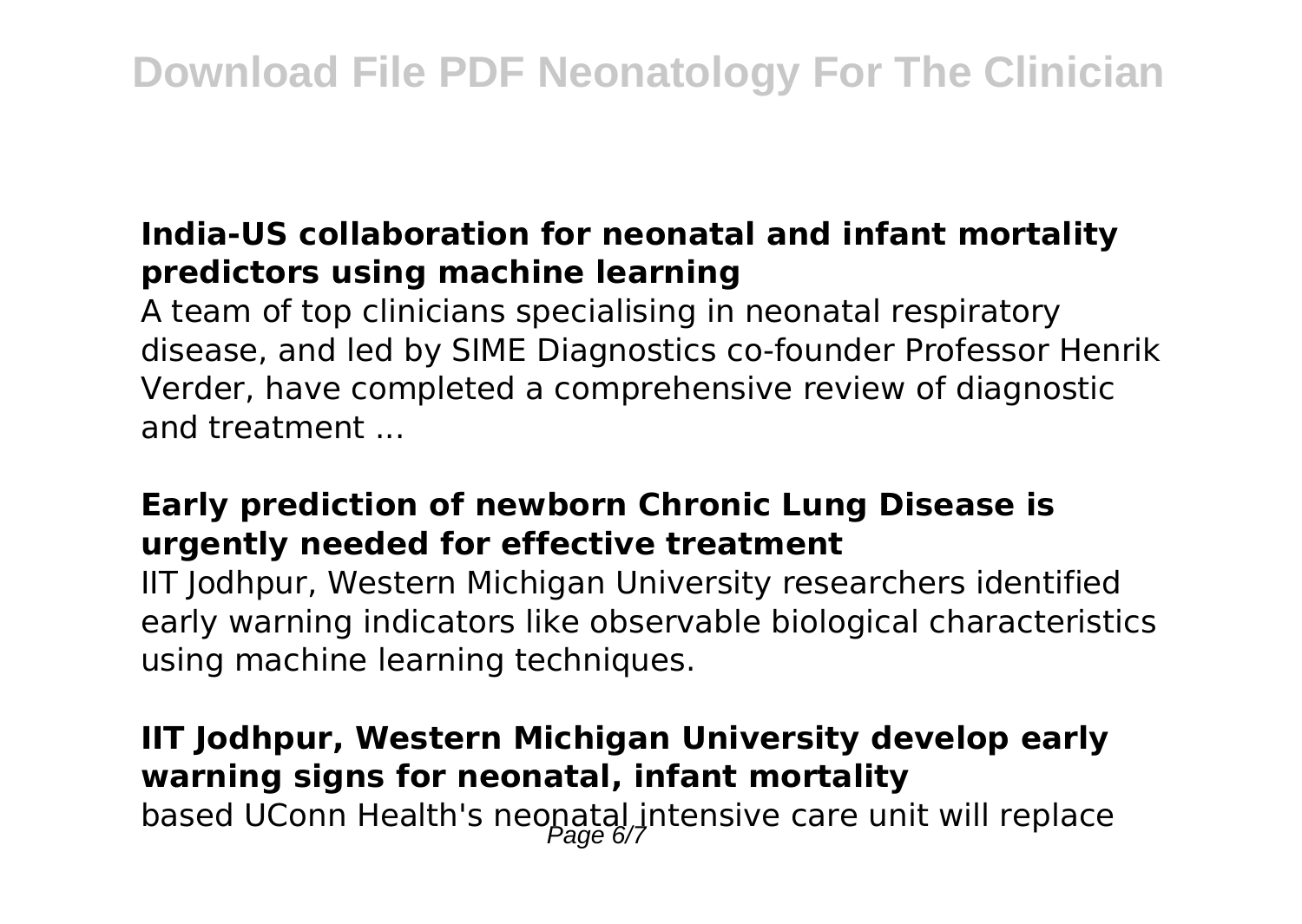### India-US collaboration for neonatal and infant mortality predictors using machine learning

A team of top clinicians specialising in neonatal respiratory disease, and led by SIME Diagnostics co-founder Professor Henrik Verder, have completed a comprehensive review of diagnostic and treatment ...

### Early prediction of newborn Chronic Lung Disease is urgently needed for effective treatment

IIT Jodhpur, Western Michigan University researchers identified early warning indicators like observable biological characteristics using machine learning techniques.

### IIT Jodhpur, Western Michigan University develop early warning signs for neonatal, infant mortality

based UConn Health's neonatal intensive care unit will replace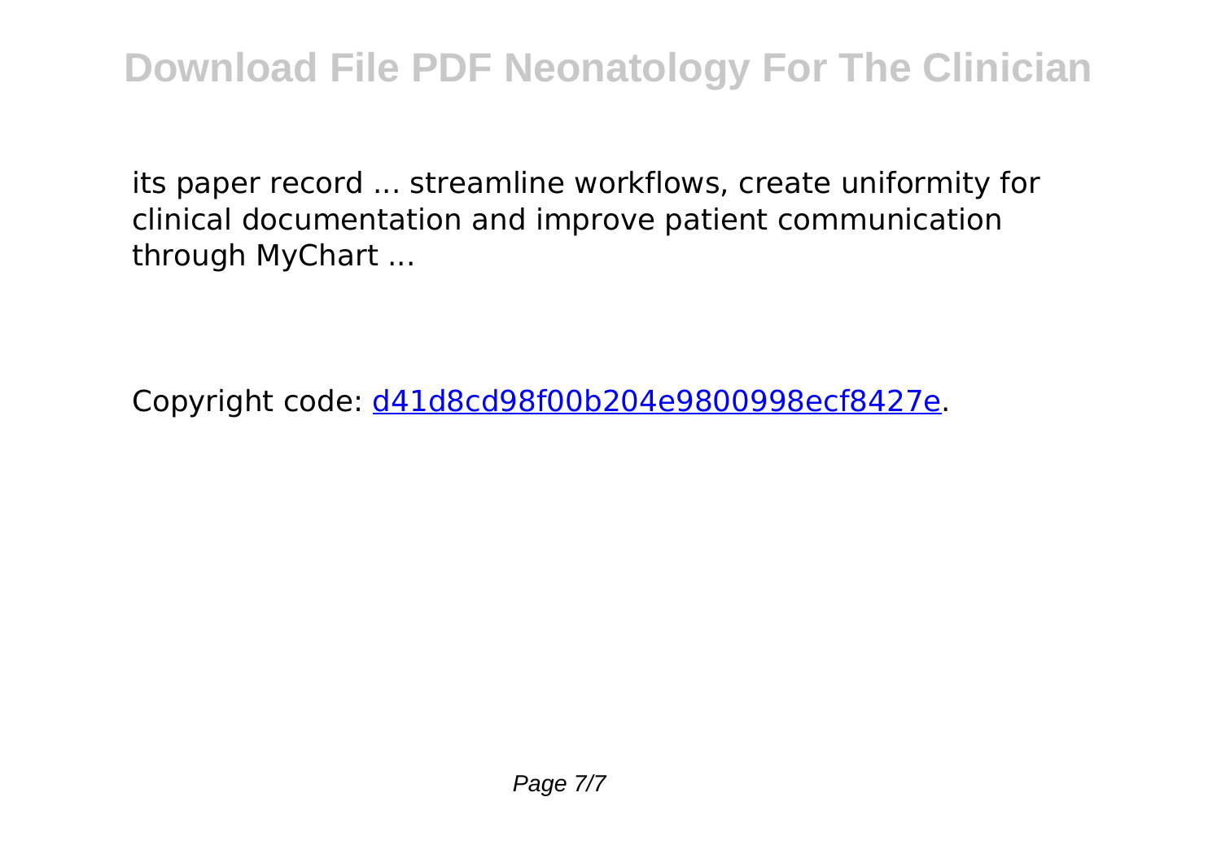its paper record ... streamline workflows, create uniformity for clinical documentation and improve patient communication through MyChart ...

Copyright code: d41d8cd98f00b204e9800998ecf8427e.